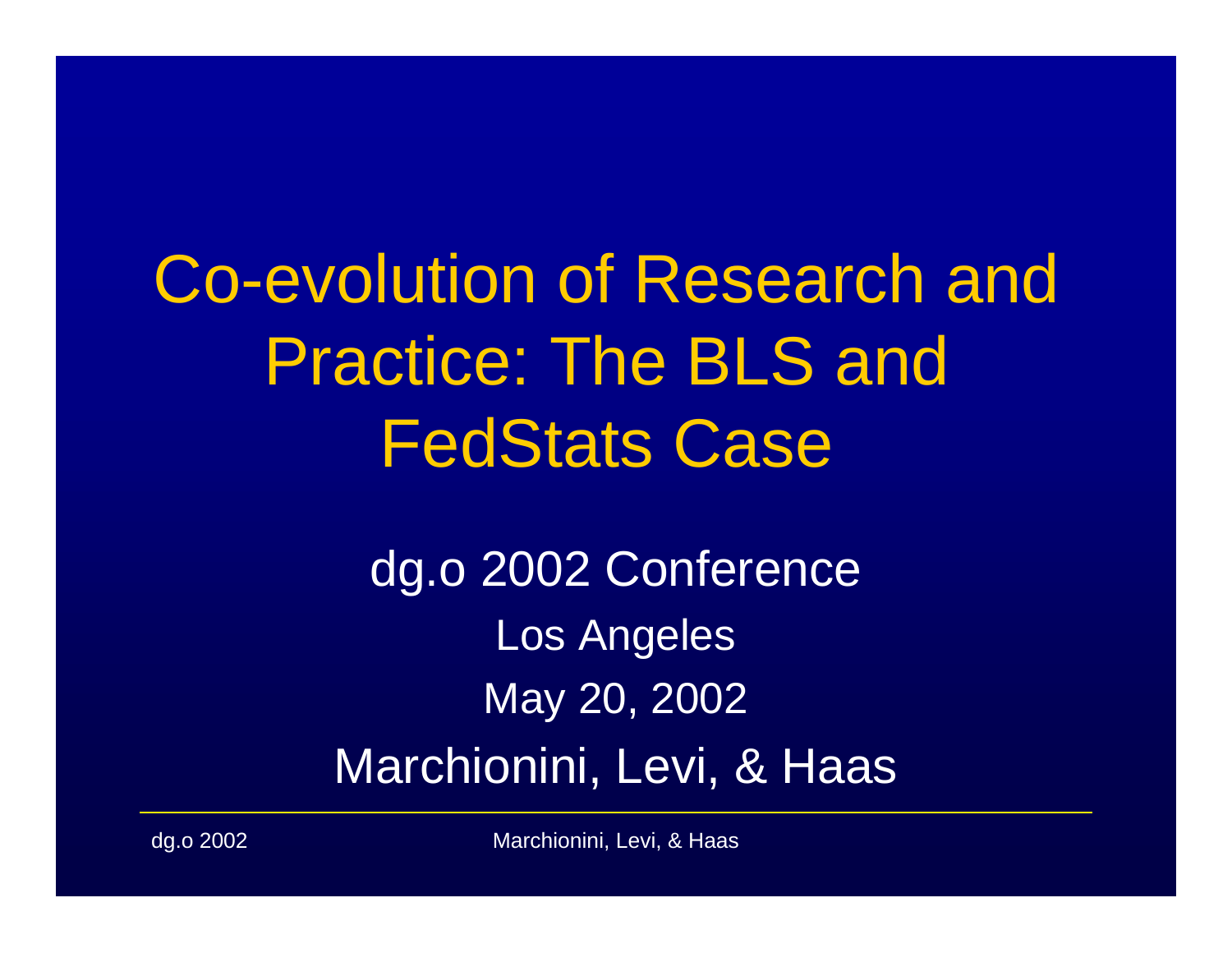# Co-evolution of Research and Practice: The BLS and FedStats Case

dg.o 2002 Conference

Los Angeles

May 20, 2002

Marchionini, Levi, & Haas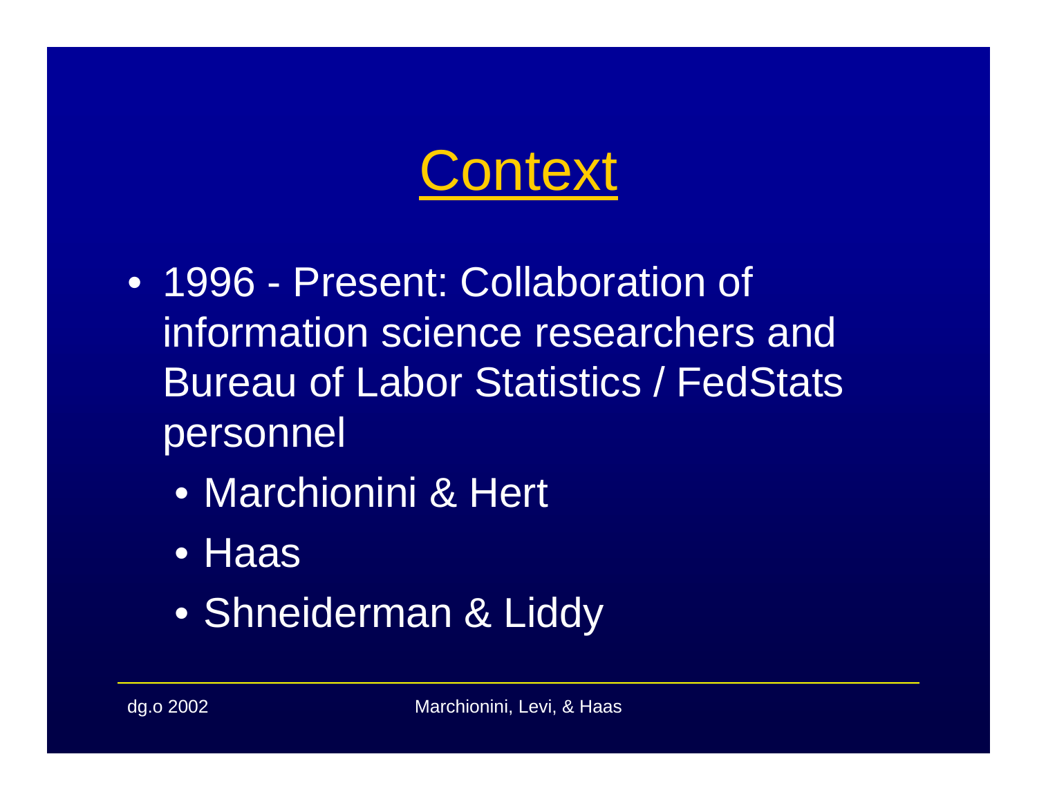# Context

- 1996 - Present: Collaboration of information science researchers and Bureau of Labor Statistics / FedStats personnel
  - Marchionini & Hert
  - Haas
  - Shneiderman & Liddy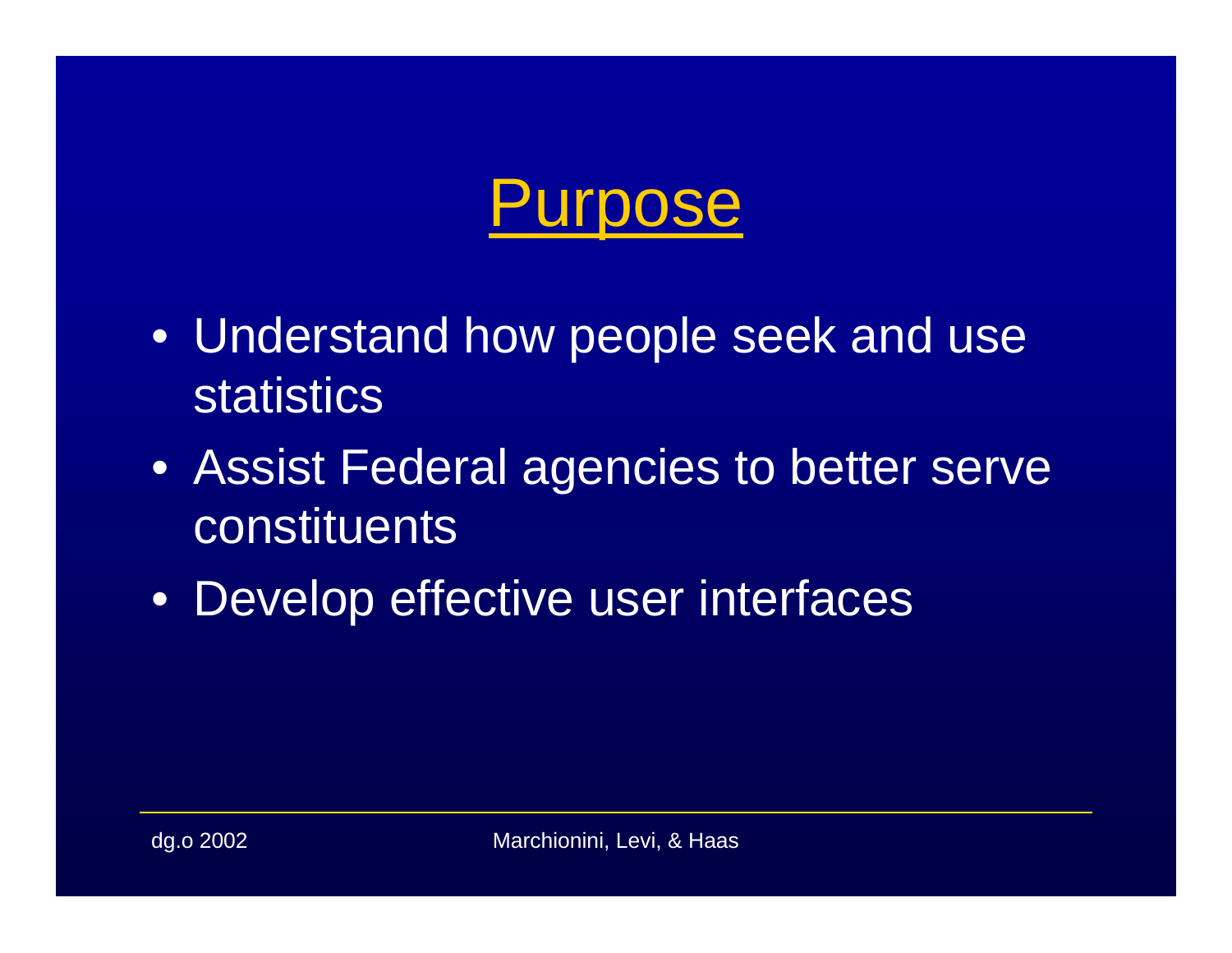# Purpose

- Understand how people seek and use statistics
- Assist Federal agencies to better serve constituents
- Develop effective user interfaces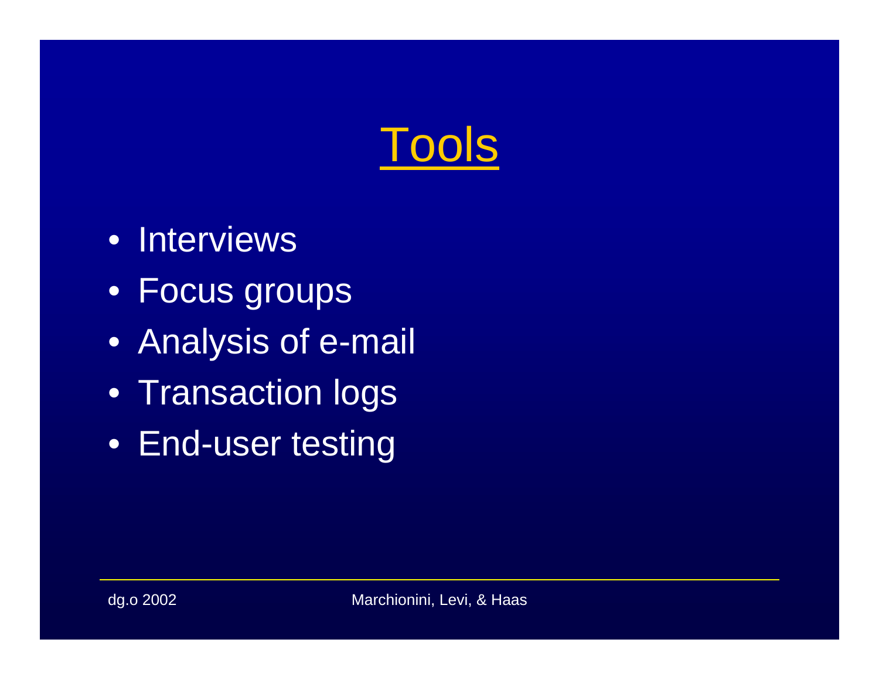# Tools

- Interviews
- Focus groups
- Analysis of e-mail
- Transaction logs
- End-user testing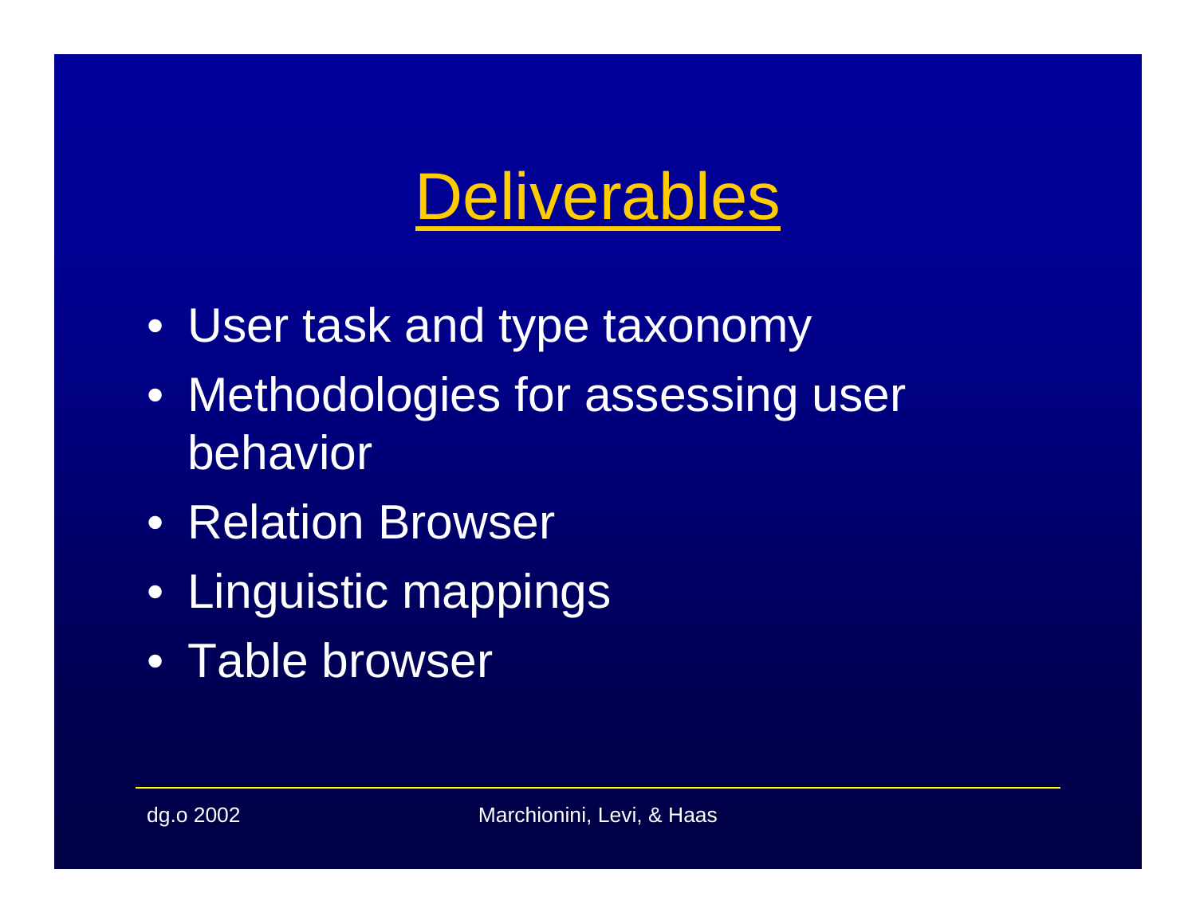# Deliverables

- User task and type taxonomy
- Methodologies for assessing user behavior
- Relation Browser
- Linguistic mappings
- Table browser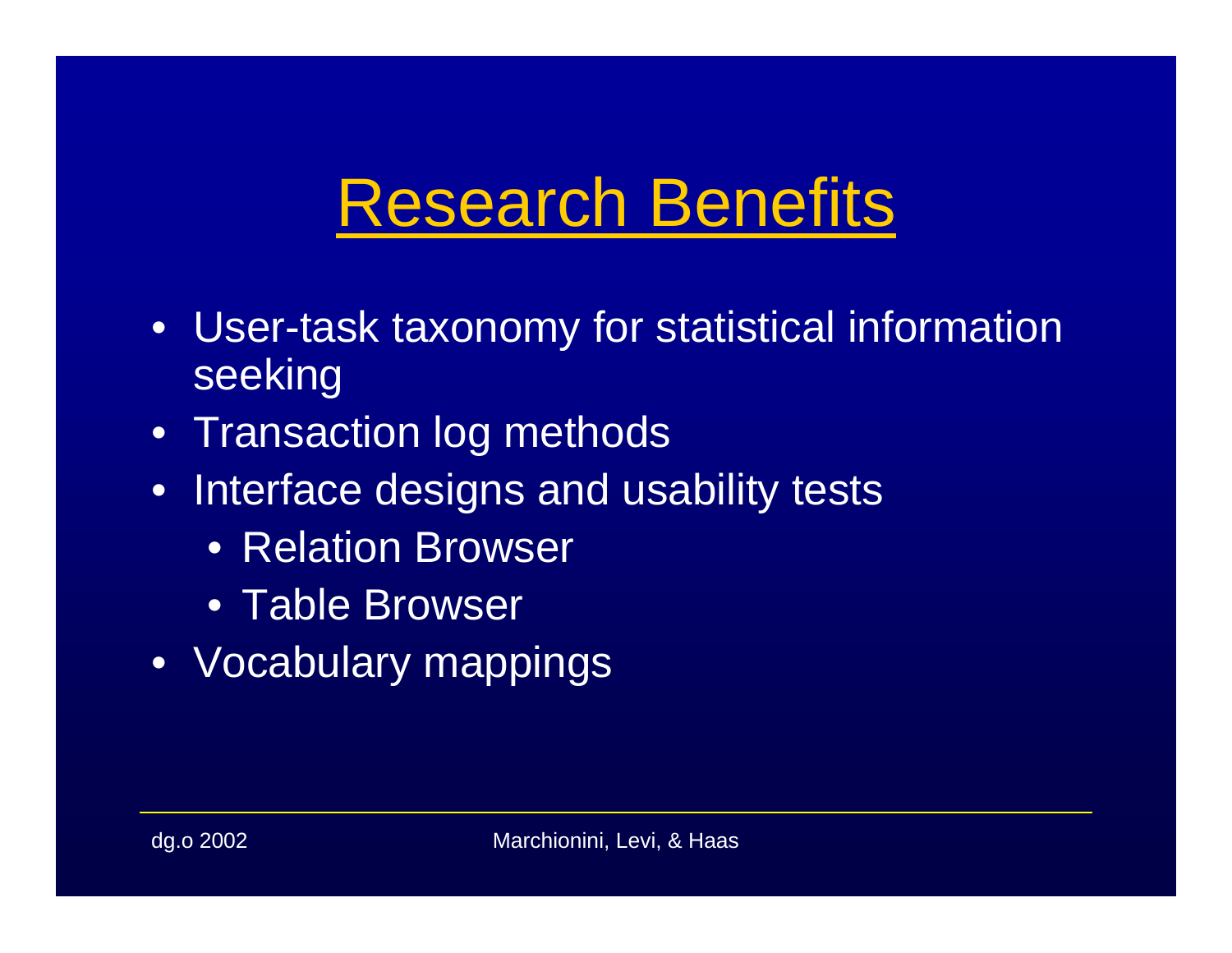# Research Benefits

- User-task taxonomy for statistical information seeking
- Transaction log methods
- Interface designs and usability tests
  - Relation Browser
  - Table Browser
- Vocabulary mappings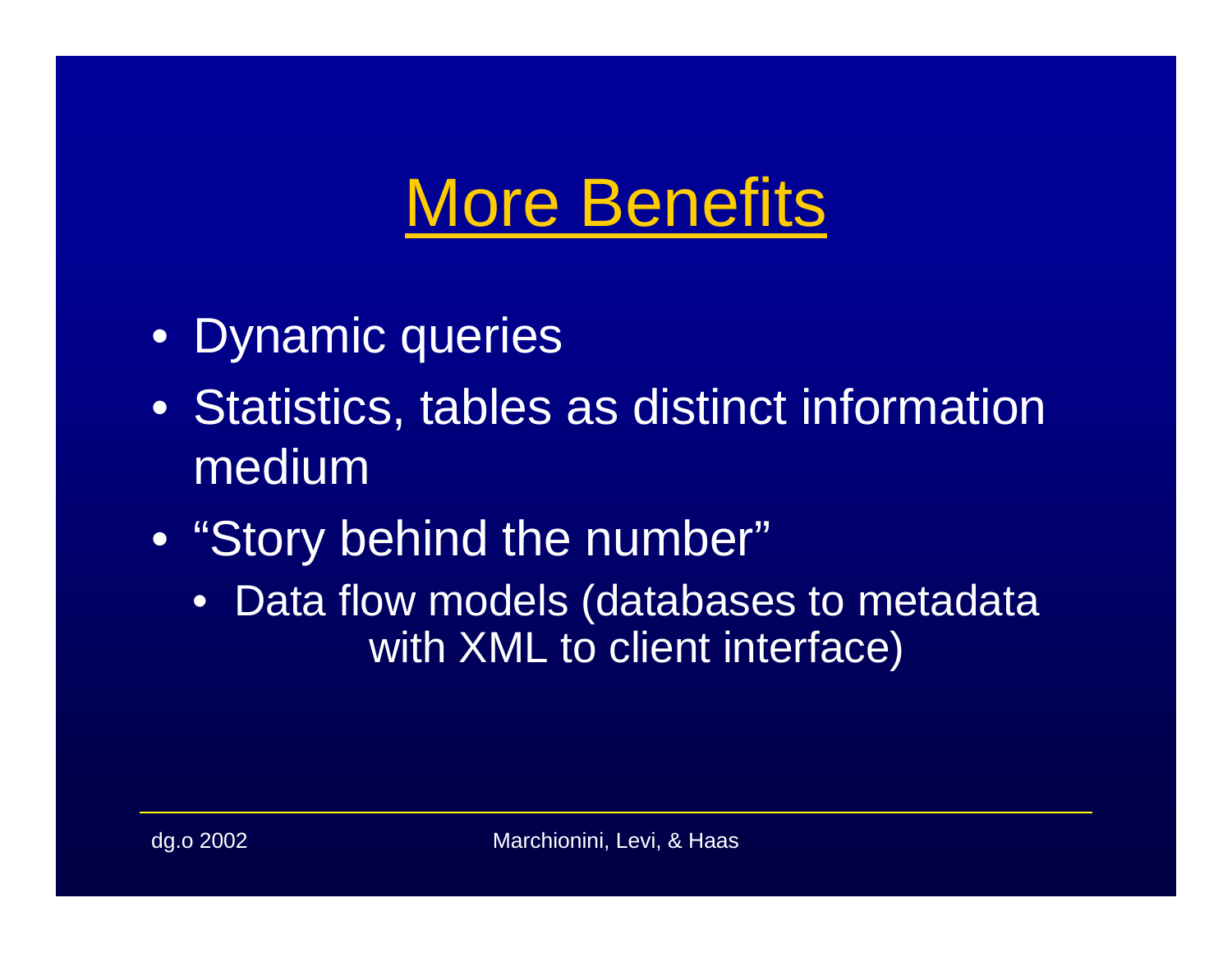# More Benefits

- Dynamic queries
- Statistics, tables as distinct information medium
- "Story behind the number"
  - Data flow models (databases to metadata with XML to client interface)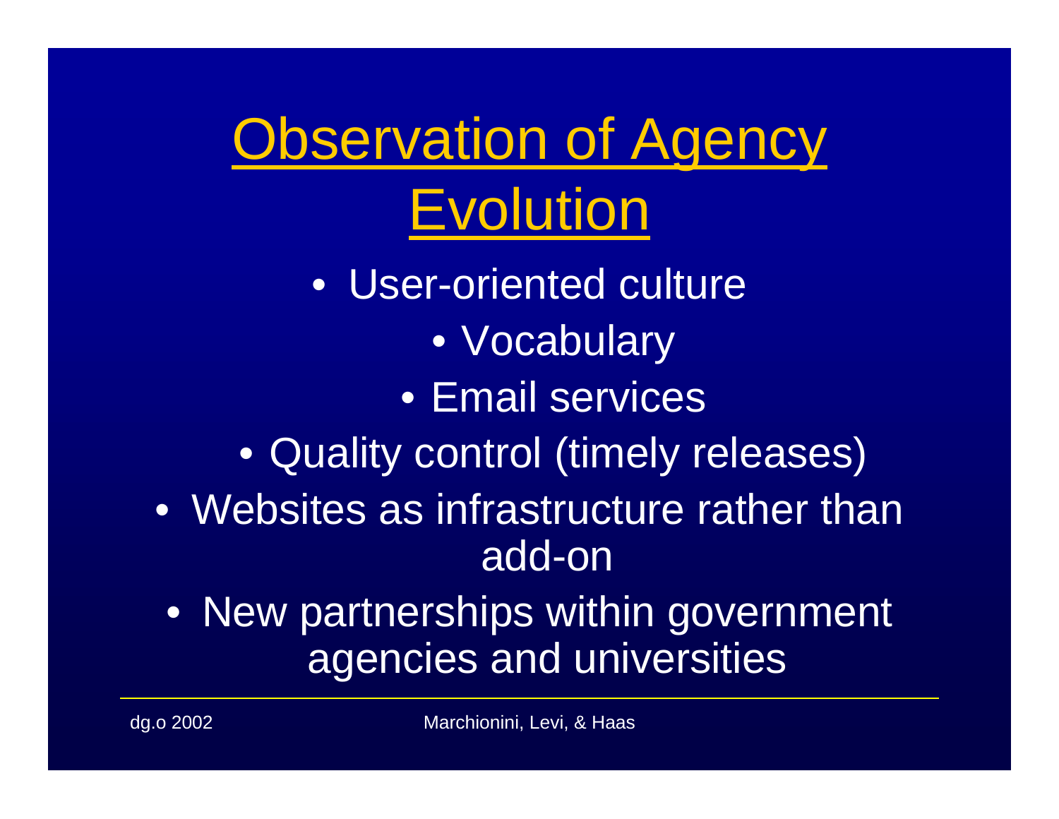# Observation of Agency Evolution

- User-oriented culture
  - Vocabulary
  - Email services
  - Quality control (timely releases)
- Websites as infrastructure rather than add-on
- New partnerships within government agencies and universities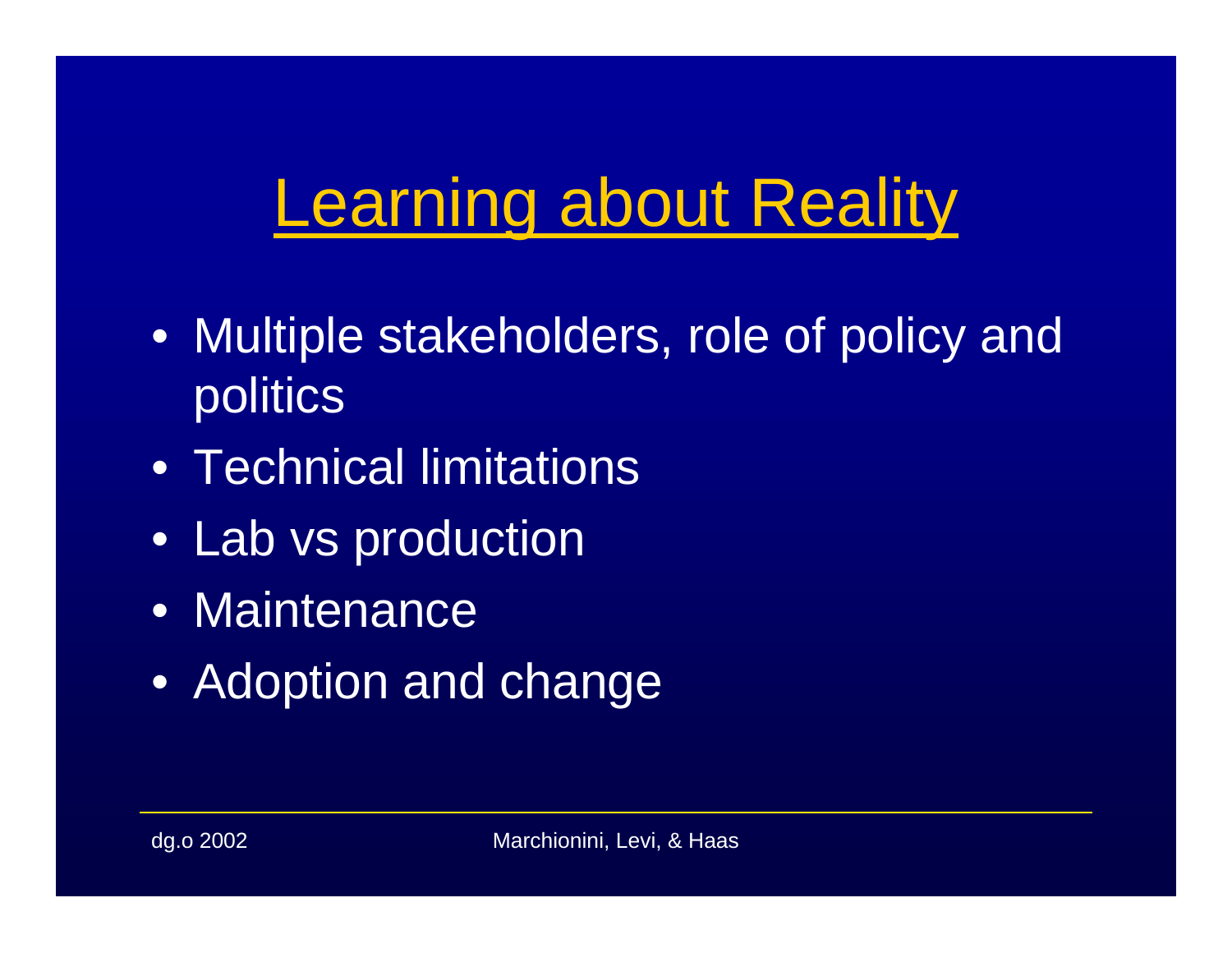# Learning about Reality

- Multiple stakeholders, role of policy and politics
- Technical limitations
- Lab vs production
- Maintenance
- Adoption and change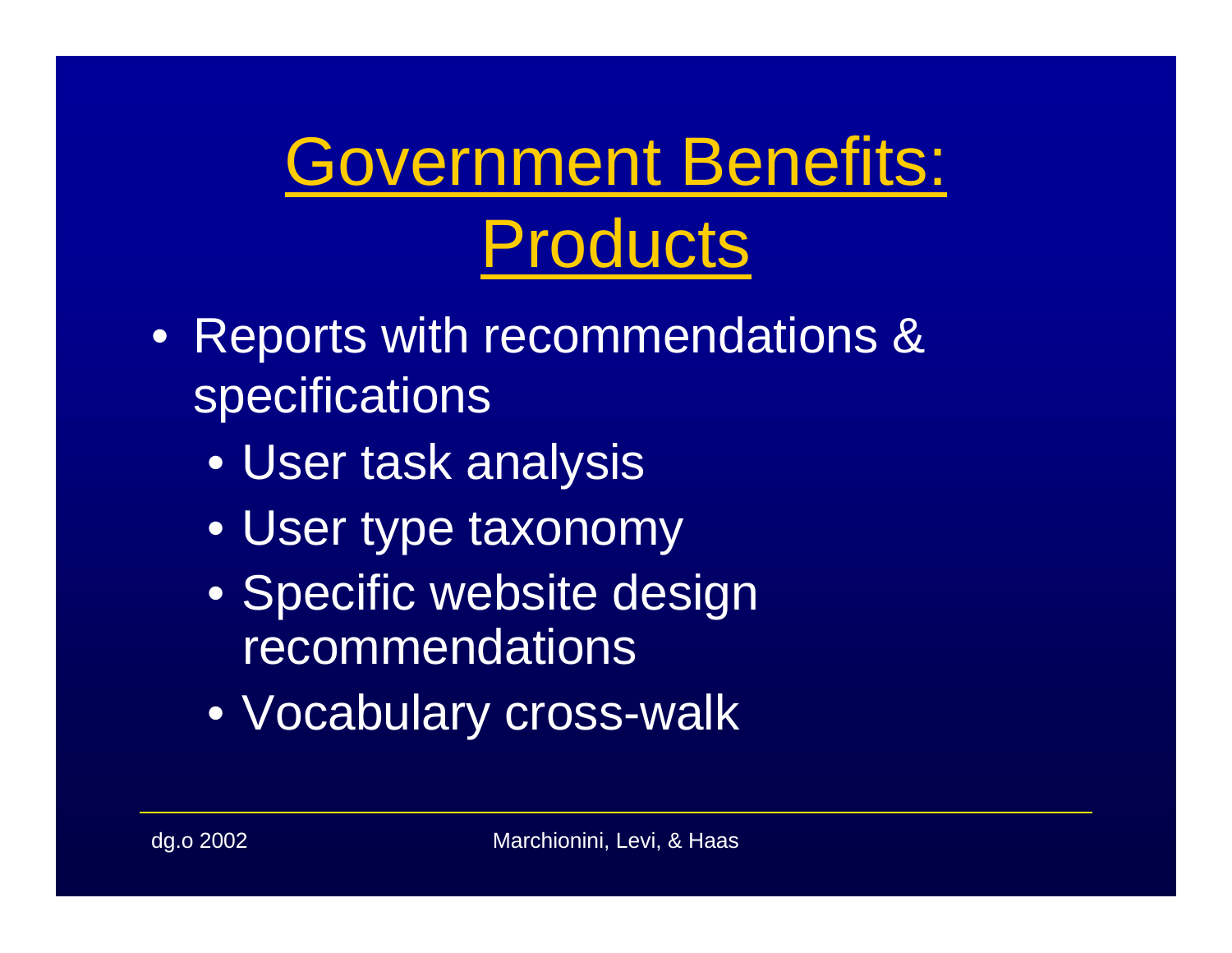# Government Benefits: Products

- Reports with recommendations & specifications
  - User task analysis
  - User type taxonomy
  - Specific website design recommendations
  - Vocabulary cross-walk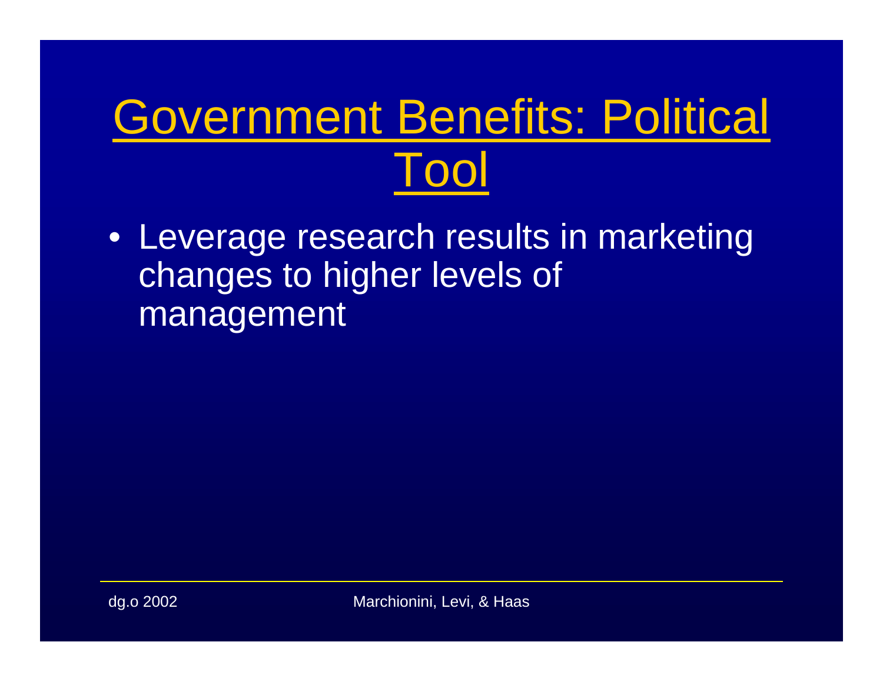# Government Benefits: Political Tool

- Leverage research results in marketing changes to higher levels of management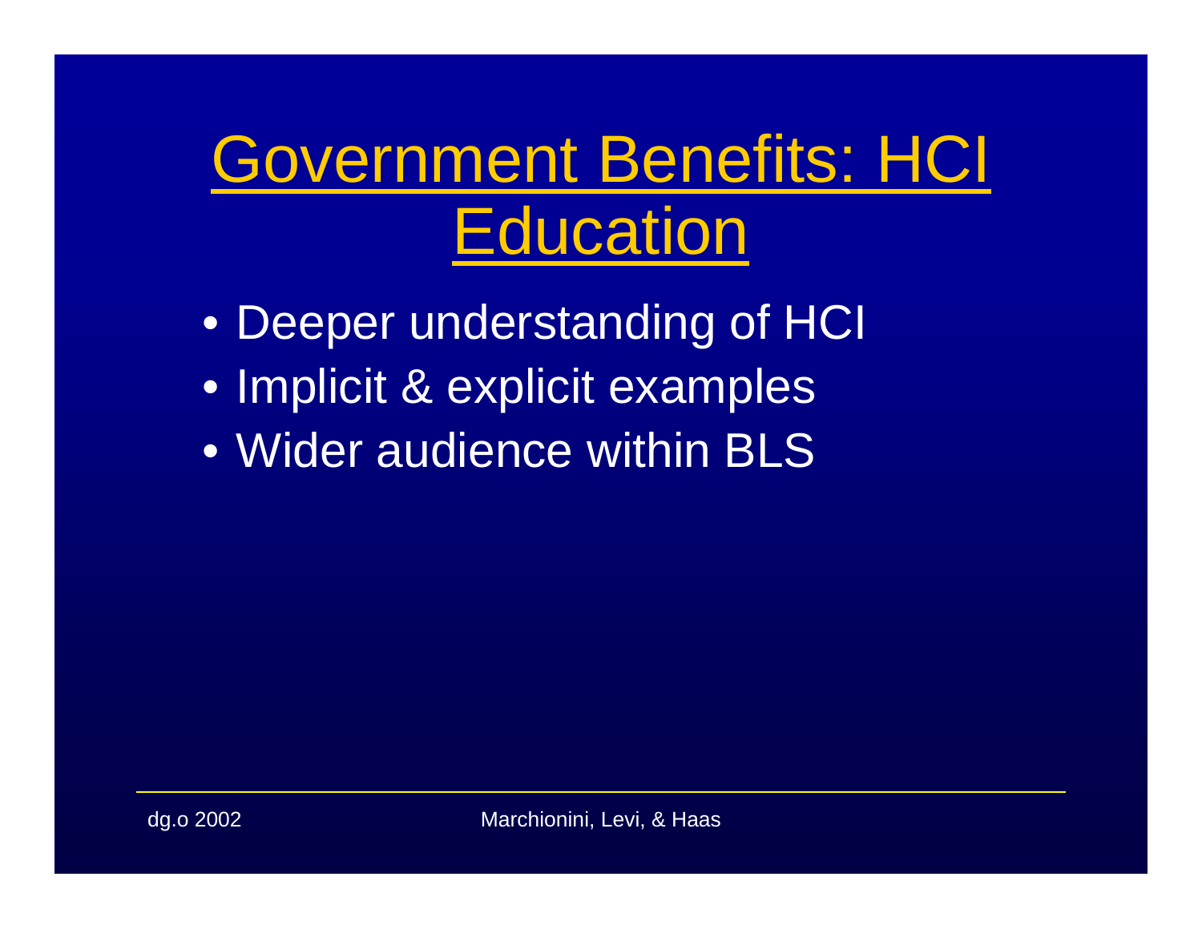# Government Benefits: HCI Education

- Deeper understanding of HCI
- Implicit & explicit examples
- Wider audience within BLS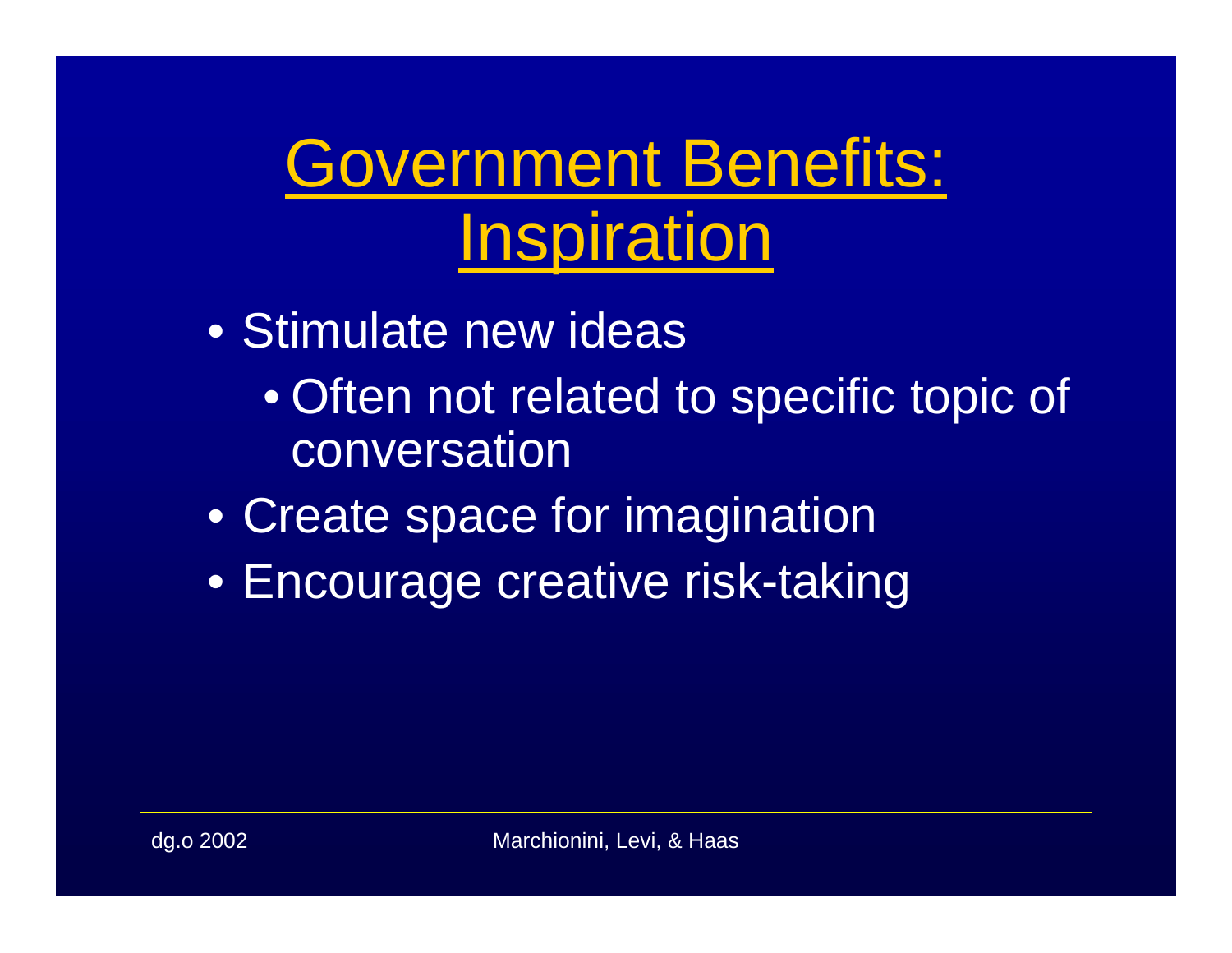# Government Benefits: Inspiration

- Stimulate new ideas
  - Often not related to specific topic of conversation
- Create space for imagination
- Encourage creative risk-taking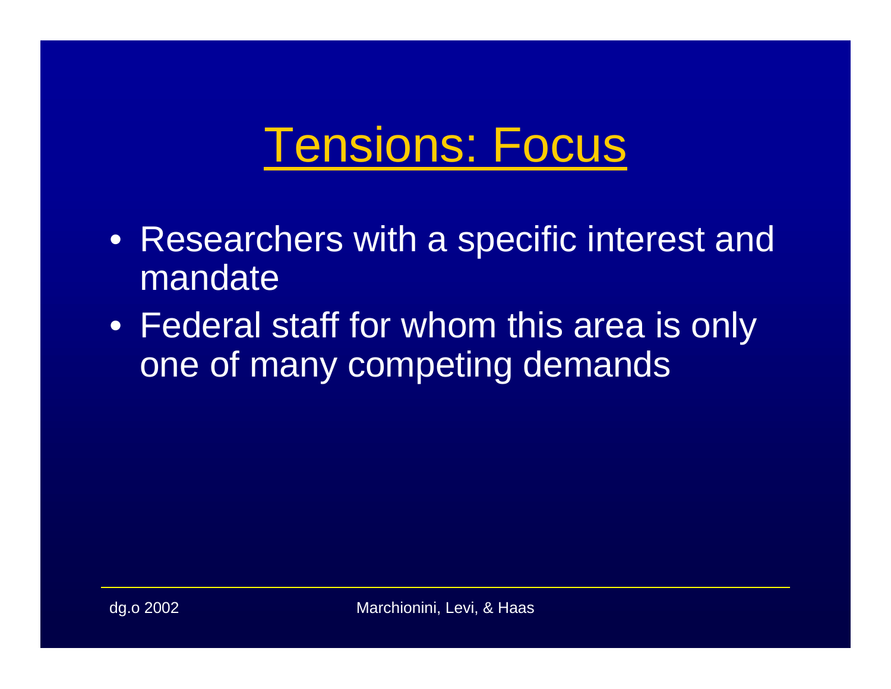# Tensions: Focus

- Researchers with a specific interest and mandate
- Federal staff for whom this area is only one of many competing demands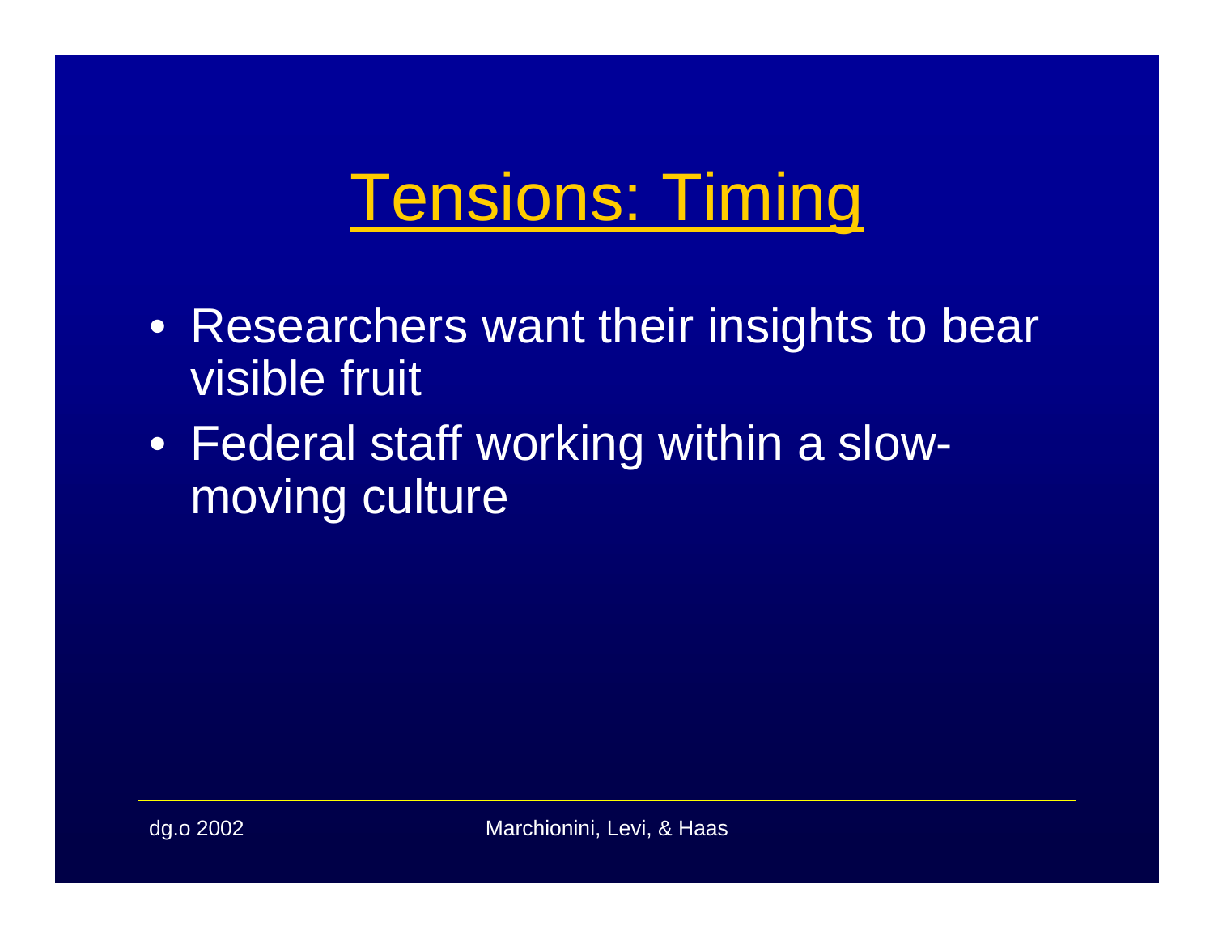# Tensions: Timing

- Researchers want their insights to bear visible fruit
- Federal staff working within a slow-moving culture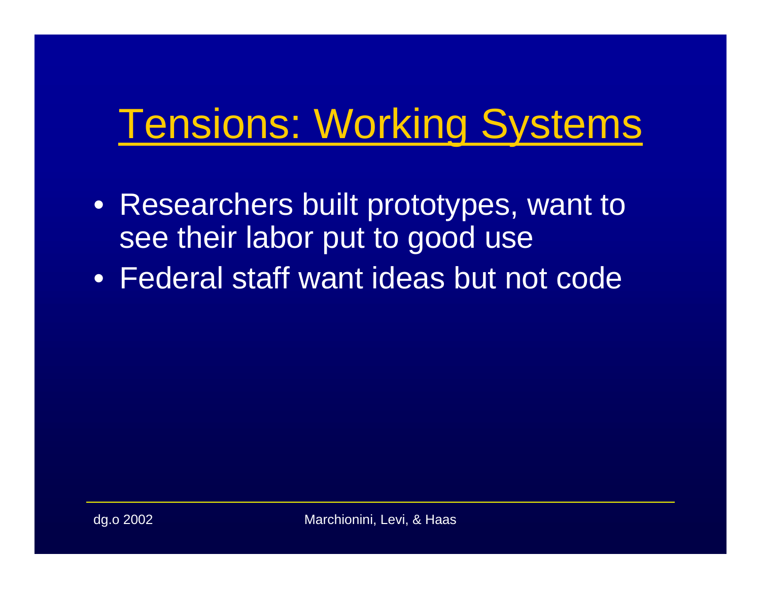# Tensions: Working Systems

- Researchers built prototypes, want to see their labor put to good use
- Federal staff want ideas but not code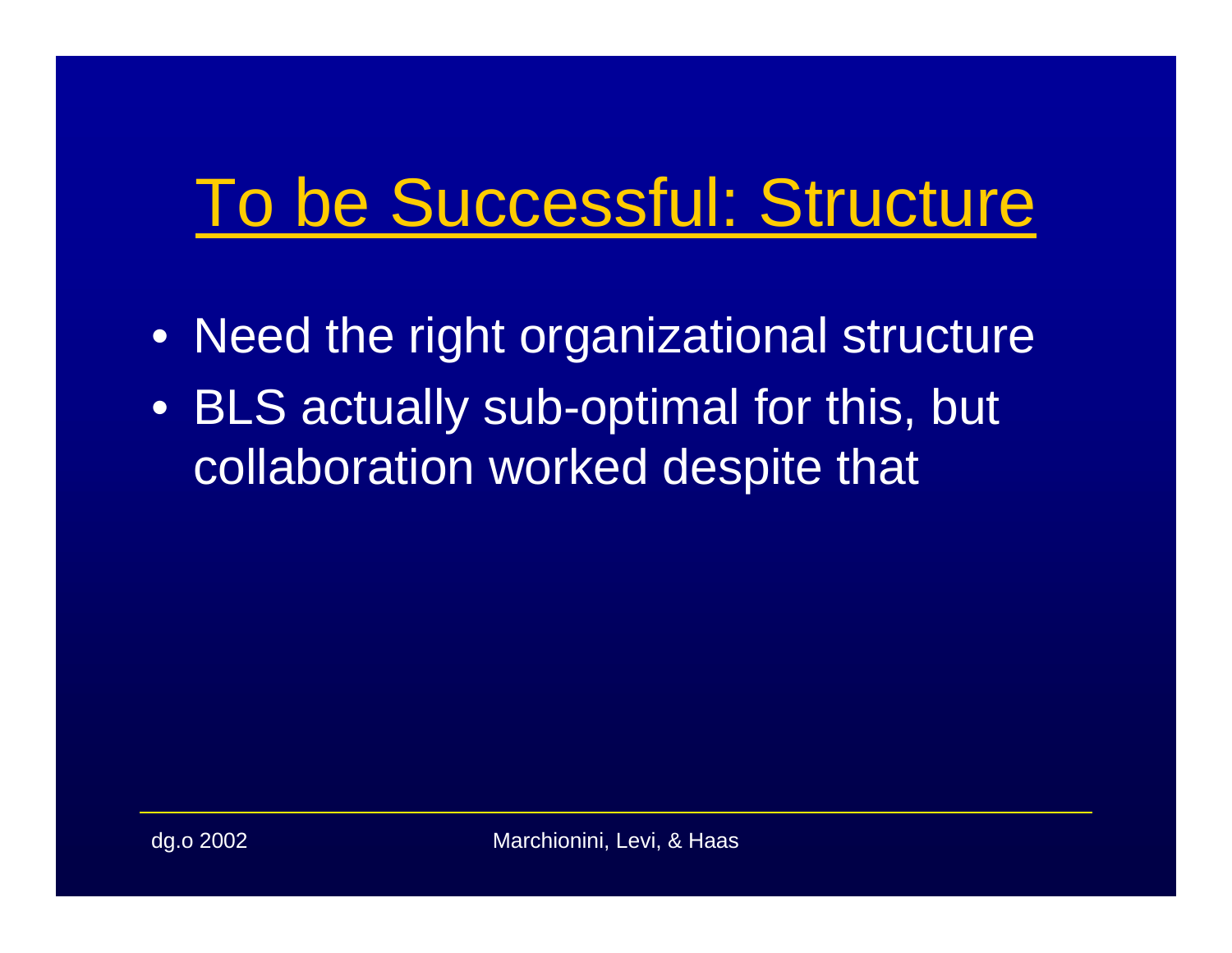# To be Successful: Structure

- Need the right organizational structure
- BLS actually sub-optimal for this, but collaboration worked despite that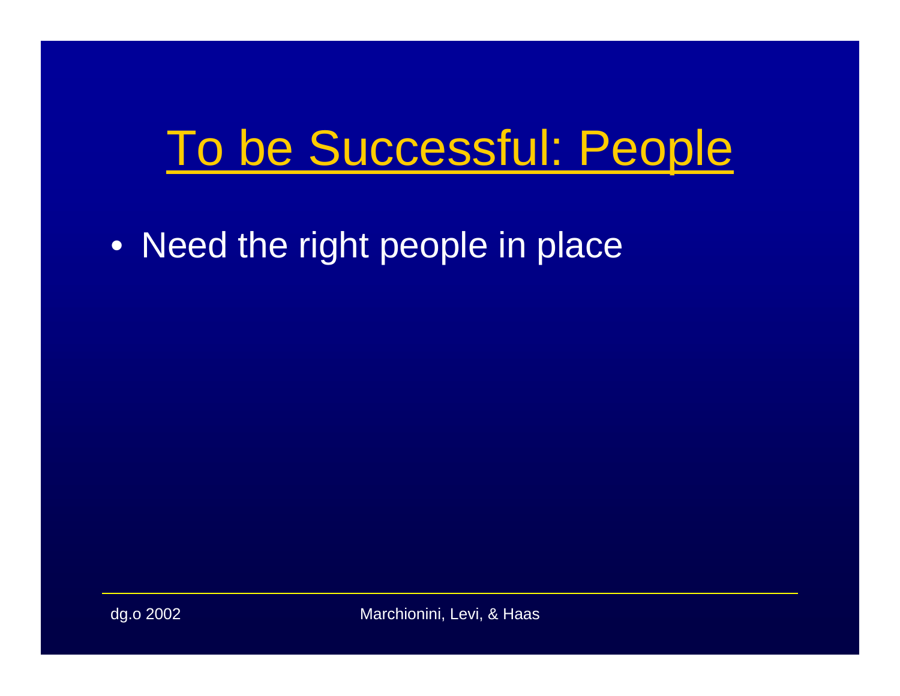# To be Successful: People

- Need the right people in place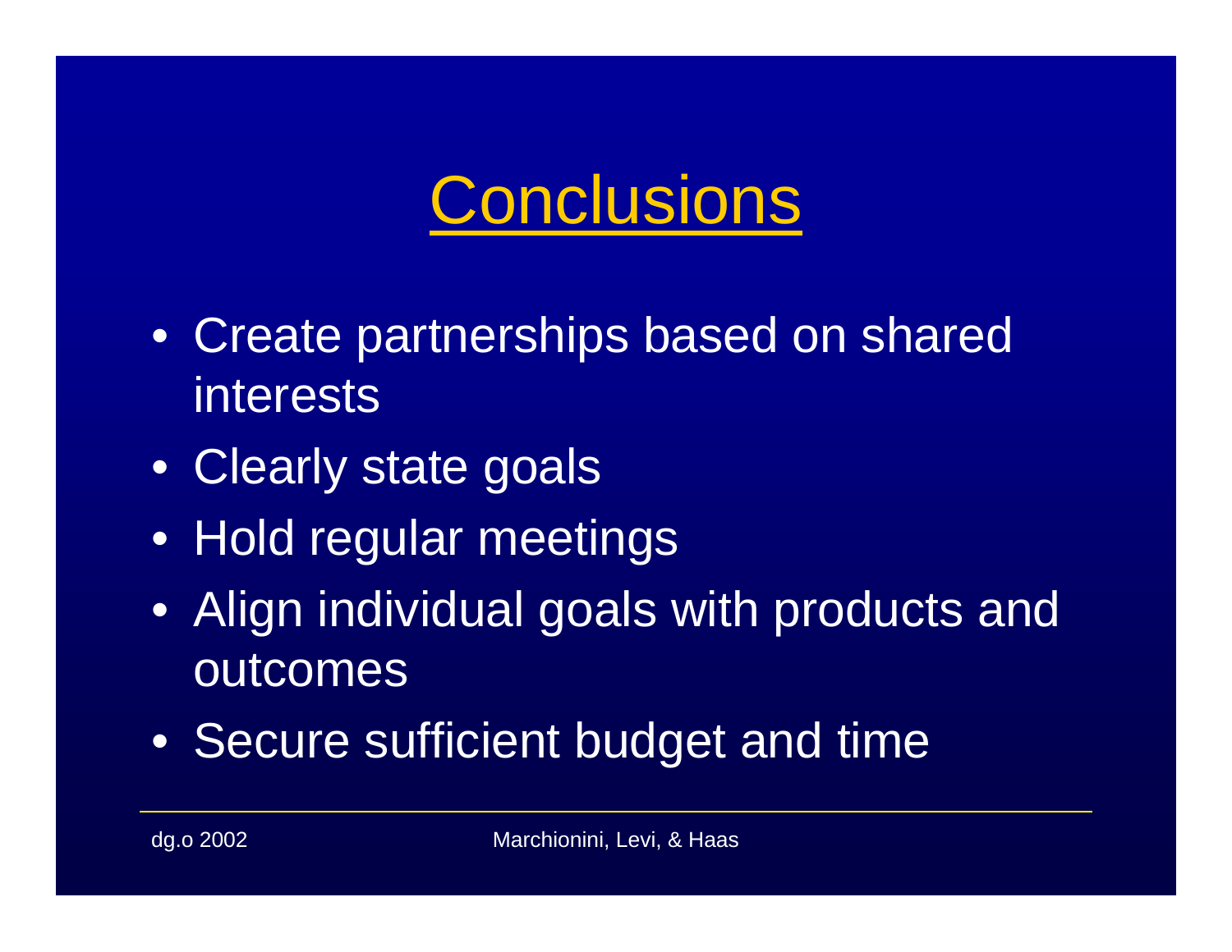# Conclusions

- Create partnerships based on shared interests
- Clearly state goals
- Hold regular meetings
- Align individual goals with products and outcomes
- Secure sufficient budget and time